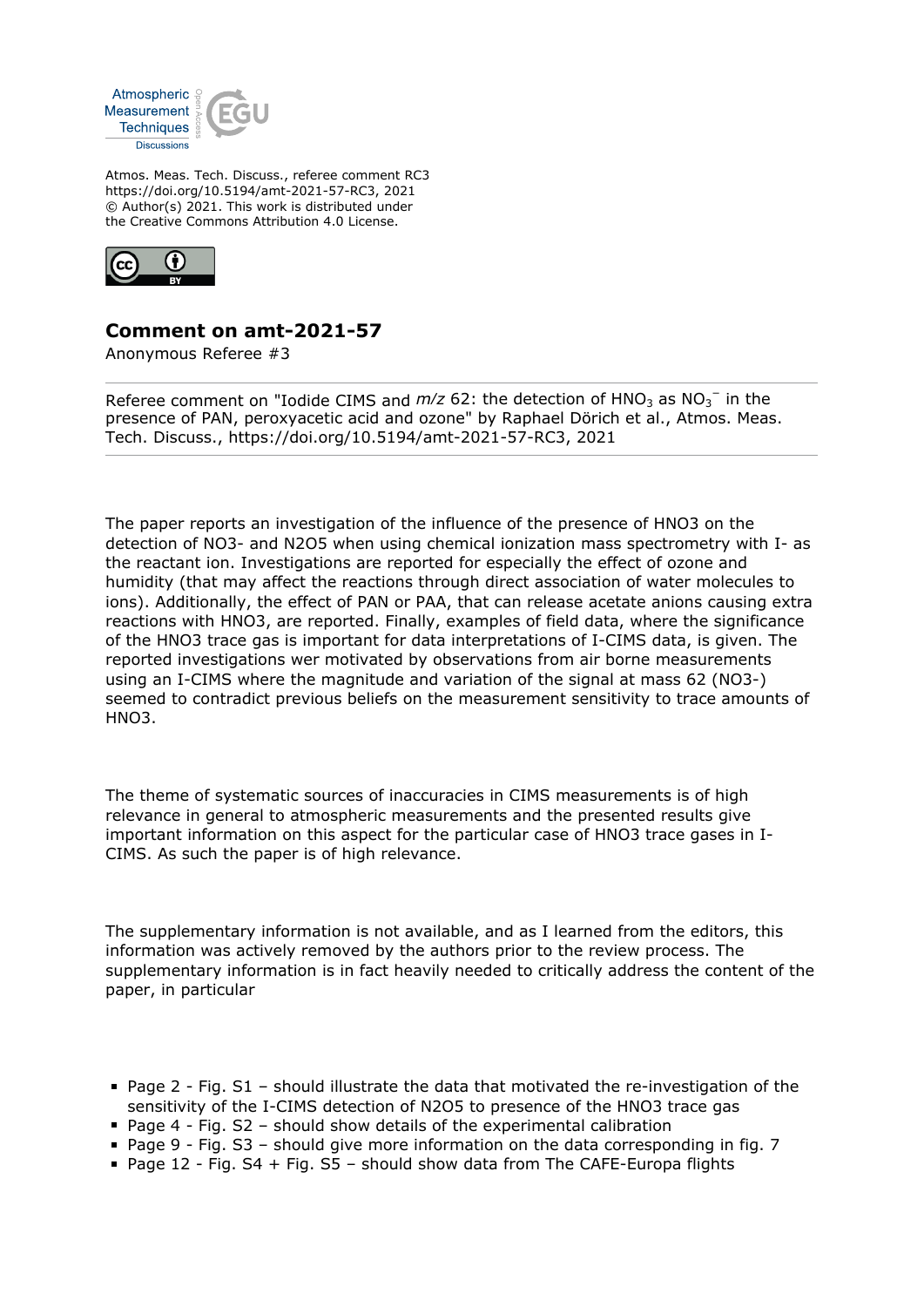Atmos. Meas. Tech. Discuss., referee comment RC3
https://doi.org/10.5194/amt-2021-57-RC3, 2021
© Author(s) 2021. This work is distributed under
the Creative Commons Attribution 4.0 License.

# Comment on amt-2021-57

Anonymous Referee #3

Referee comment on "Iodide CIMS and *m/z* 62: the detection of $HNO_3$ as $NO_3^-$ in the presence of PAN, peroxyacetic acid and ozone" by Raphael Dörich et al., Atmos. Meas. Tech. Discuss., https://doi.org/10.5194/amt-2021-57-RC3, 2021

The paper reports an investigation of the influence of the presence of HNO3 on the detection of NO3- and N2O5 when using chemical ionization mass spectrometry with I- as the reactant ion. Investigations are reported for especially the effect of ozone and humidity (that may affect the reactions through direct association of water molecules to ions). Additionally, the effect of PAN or PAA, that can release acetate anions causing extra reactions with HNO3, are reported. Finally, examples of field data, where the significance of the HNO3 trace gas is important for data interpretations of I-CIMS data, is given. The reported investigations wer motivated by observations from air borne measurements using an I-CIMS where the magnitude and variation of the signal at mass 62 (NO3-) seemed to contradict previous beliefs on the measurement sensitivity to trace amounts of HNO3.

The theme of systematic sources of inaccuracies in CIMS measurements is of high relevance in general to atmospheric measurements and the presented results give important information on this aspect for the particular case of HNO3 trace gases in I-CIMS. As such the paper is of high relevance.

The supplementary information is not available, and as I learned from the editors, this information was actively removed by the authors prior to the review process. The supplementary information is in fact heavily needed to critically address the content of the paper, in particular

- Page 2 - Fig. S1 – should illustrate the data that motivated the re-investigation of the sensitivity of the I-CIMS detection of N2O5 to presence of the HNO3 trace gas
- Page 4 - Fig. S2 – should show details of the experimental calibration
- Page 9 - Fig. S3 – should give more information on the data corresponding in fig. 7
- Page 12 - Fig. S4 + Fig. S5 – should show data from The CAFE-Europa flights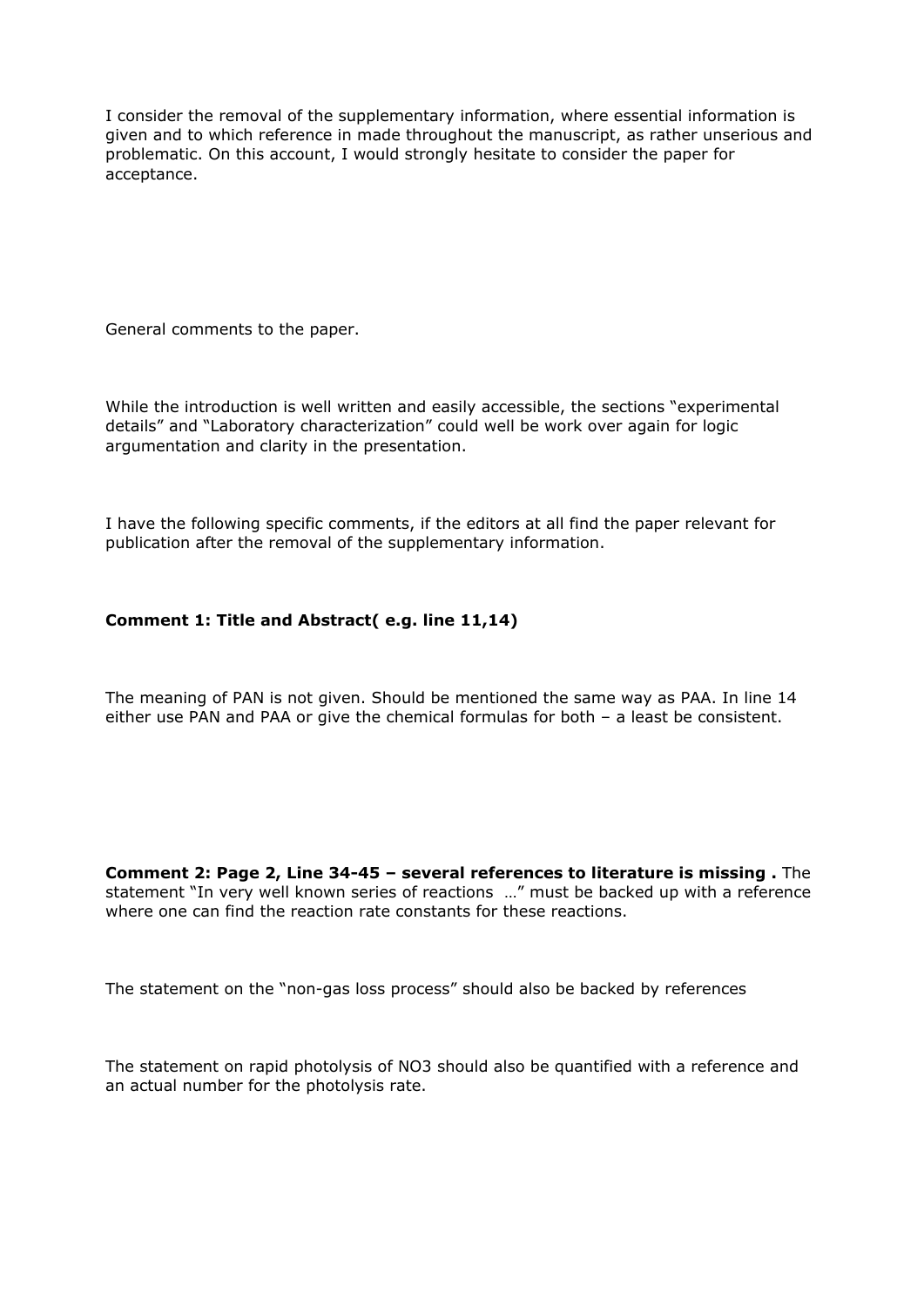I consider the removal of the supplementary information, where essential information is given and to which reference in made throughout the manuscript, as rather unserious and problematic. On this account, I would strongly hesitate to consider the paper for acceptance.

General comments to the paper.

While the introduction is well written and easily accessible, the sections "experimental details" and "Laboratory characterization" could well be work over again for logic argumentation and clarity in the presentation.

I have the following specific comments, if the editors at all find the paper relevant for publication after the removal of the supplementary information.

**Comment 1: Title and Abstract( e.g. line 11,14)**

The meaning of PAN is not given. Should be mentioned the same way as PAA. In line 14 either use PAN and PAA or give the chemical formulas for both – a least be consistent.

**Comment 2: Page 2, Line 34-45 – several references to literature is missing .** The statement "In very well known series of reactions …" must be backed up with a reference where one can find the reaction rate constants for these reactions.

The statement on the "non-gas loss process" should also be backed by references

The statement on rapid photolysis of $NO_3$ should also be quantified with a reference and an actual number for the photolysis rate.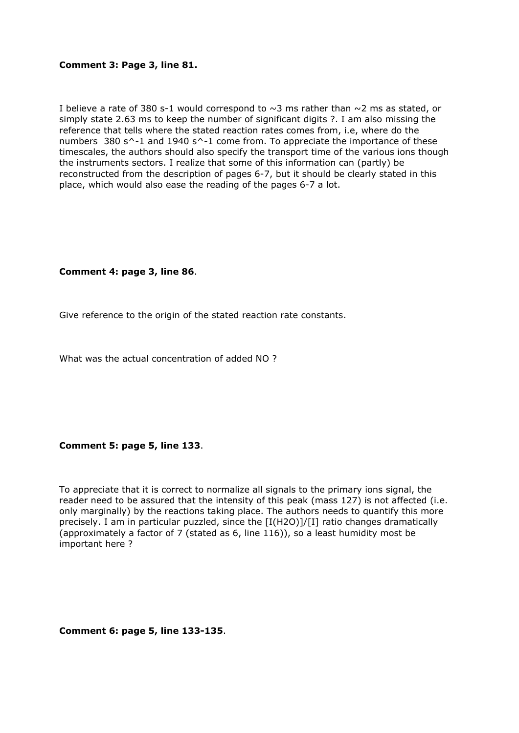**Comment 3: Page 3, line 81.**

I believe a rate of 380 s-1 would correspond to ~3 ms rather than ~2 ms as stated, or simply state 2.63 ms to keep the number of significant digits ?. I am also missing the reference that tells where the stated reaction rates comes from, i.e, where do the numbers 380 s^-1 and 1940 s^-1 come from. To appreciate the importance of these timescales, the authors should also specify the transport time of the various ions though the instruments sectors. I realize that some of this information can (partly) be reconstructed from the description of pages 6-7, but it should be clearly stated in this place, which would also ease the reading of the pages 6-7 a lot.

**Comment 4: page 3, line 86**.

Give reference to the origin of the stated reaction rate constants.

What was the actual concentration of added NO ?

**Comment 5: page 5, line 133**.

To appreciate that it is correct to normalize all signals to the primary ions signal, the reader need to be assured that the intensity of this peak (mass 127) is not affected (i.e. only marginally) by the reactions taking place. The authors needs to quantify this more precisely. I am in particular puzzled, since the [I(H2O)]/[I] ratio changes dramatically (approximately a factor of 7 (stated as 6, line 116)), so a least humidity most be important here ?

**Comment 6: page 5, line 133-135**.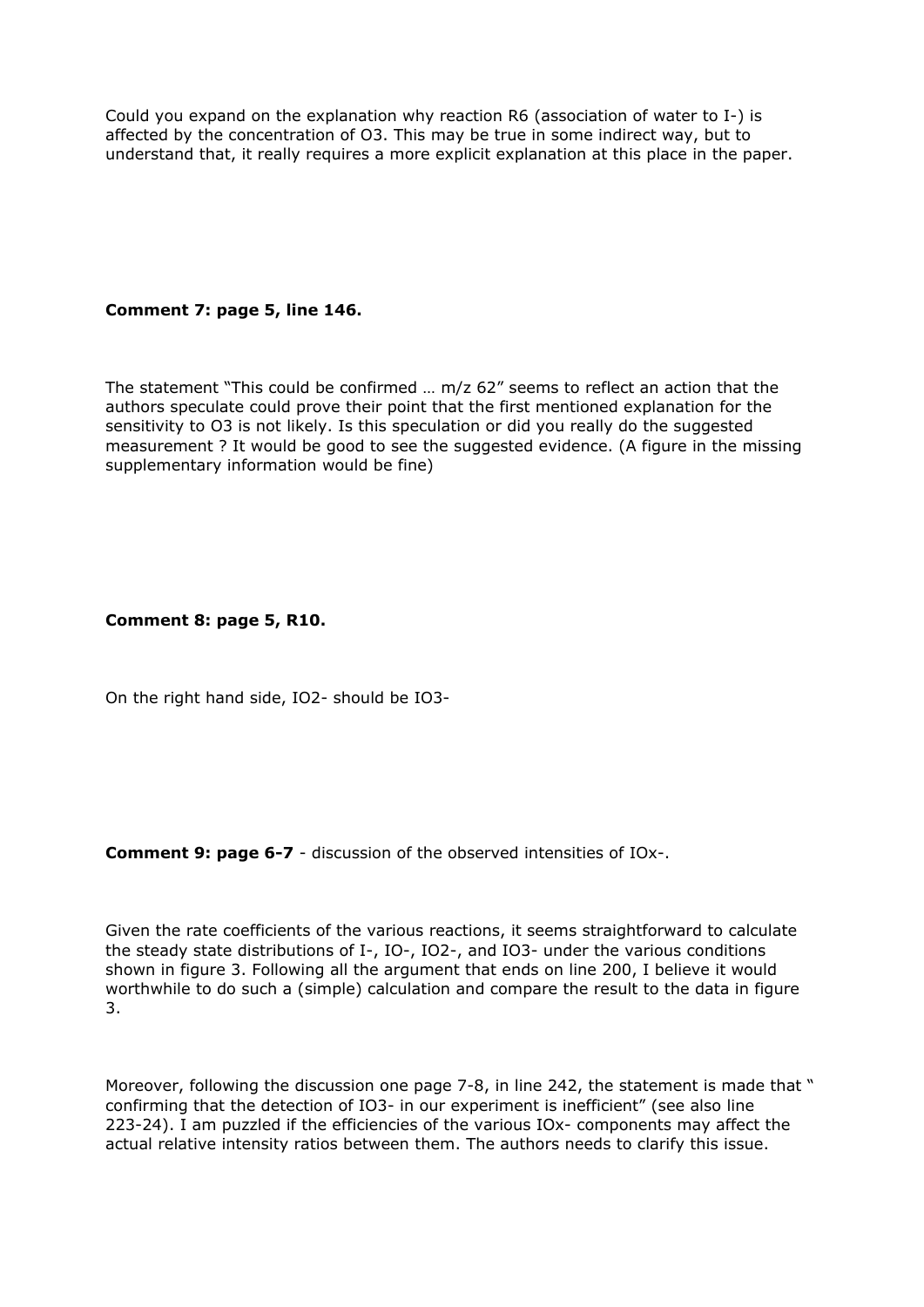Could you expand on the explanation why reaction R6 (association of water to $I^-$) is affected by the concentration of $O_3$. This may be true in some indirect way, but to understand that, it really requires a more explicit explanation at this place in the paper.

**Comment 7: page 5, line 146.**

The statement "This could be confirmed … m/z 62" seems to reflect an action that the authors speculate could prove their point that the first mentioned explanation for the sensitivity to $O_3$ is not likely. Is this speculation or did you really do the suggested measurement ? It would be good to see the suggested evidence. (A figure in the missing supplementary information would be fine)

**Comment 8: page 5, R10.**

On the right hand side, $IO_2^-$ should be $IO_3^-$

**Comment 9: page 6-7** - discussion of the observed intensities of $IO_x^-$.

Given the rate coefficients of the various reactions, it seems straightforward to calculate the steady state distributions of $I^-$, $IO^-$, $IO_2^-$, and $IO_3^-$ under the various conditions shown in figure 3. Following all the argument that ends on line 200, I believe it would worthwhile to do such a (simple) calculation and compare the result to the data in figure 3.

Moreover, following the discussion one page 7-8, in line 242, the statement is made that " confirming that the detection of $IO_3^-$ in our experiment is inefficient" (see also line 223-24). I am puzzled if the efficiencies of the various $IO_x^-$ components may affect the actual relative intensity ratios between them. The authors needs to clarify this issue.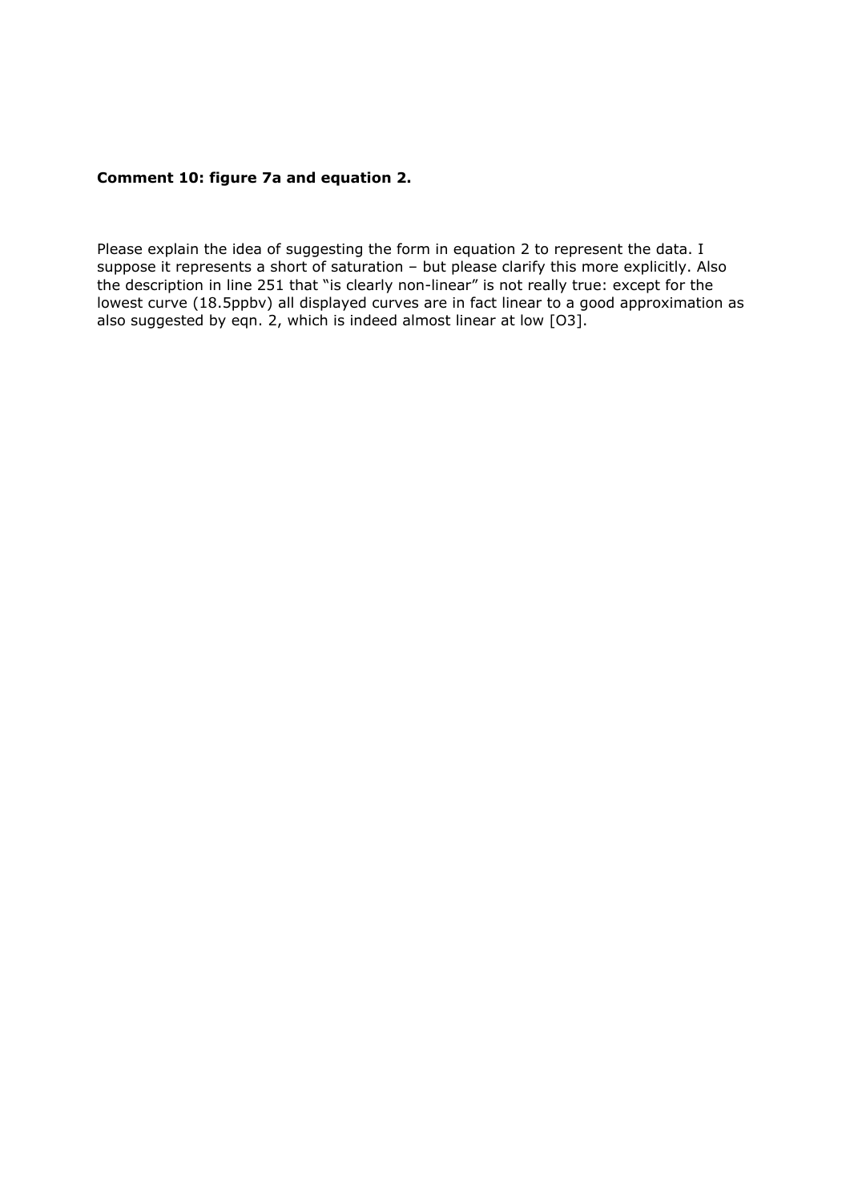**Comment 10: figure 7a and equation 2.**

Please explain the idea of suggesting the form in equation 2 to represent the data. I suppose it represents a short of saturation – but please clarify this more explicitly. Also the description in line 251 that "is clearly non-linear" is not really true: except for the lowest curve (18.5ppbv) all displayed curves are in fact linear to a good approximation as also suggested by eqn. 2, which is indeed almost linear at low [$O_3$].